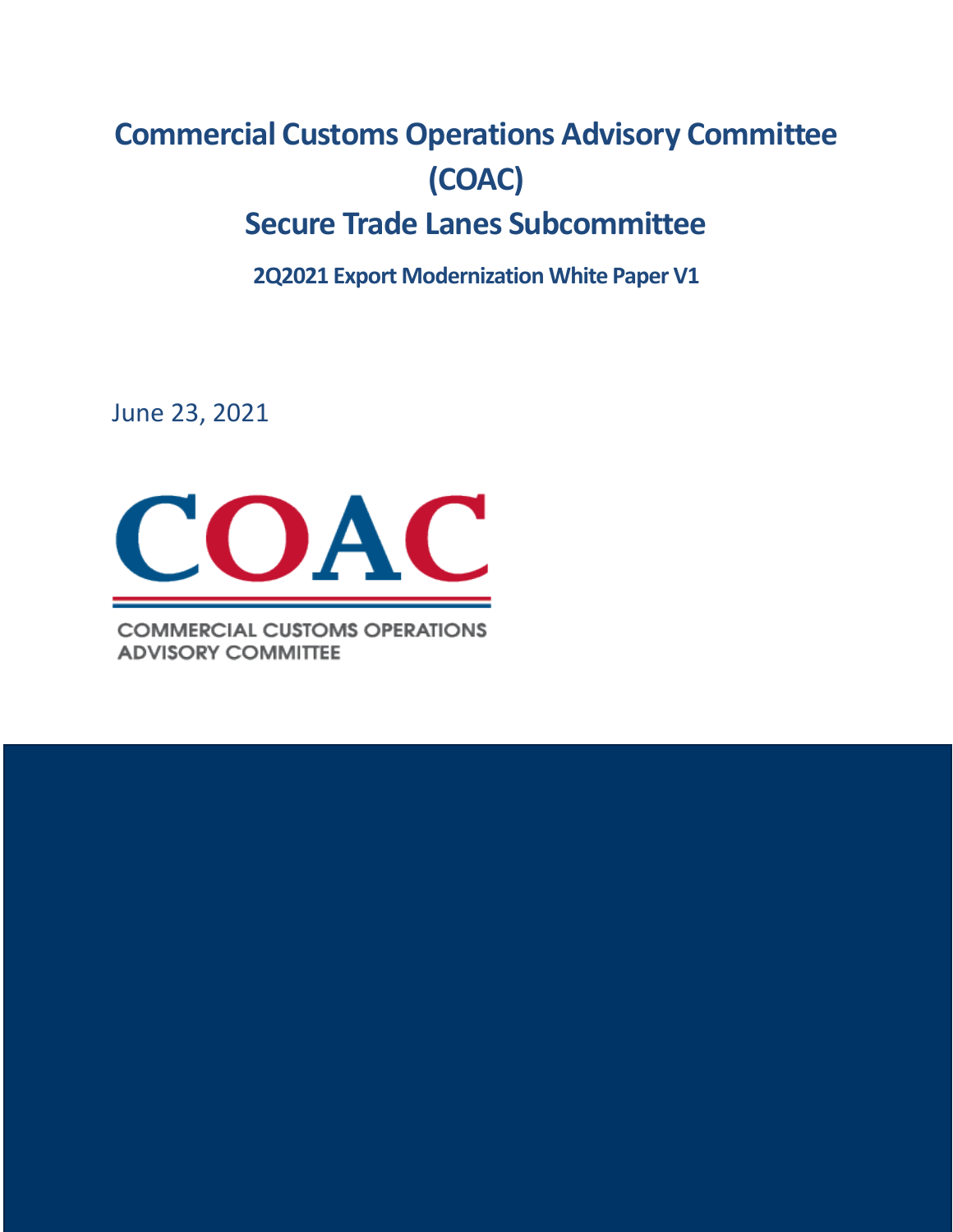# Commercial Customs Operations Advisory Committee (COAC)

# Secure Trade Lanes Subcommittee

## 2Q2021 Export Modernization White Paper V1

June 23, 2021

COAC

COMMERCIAL CUSTOMS OPERATIONS ADVISORY COMMITTEE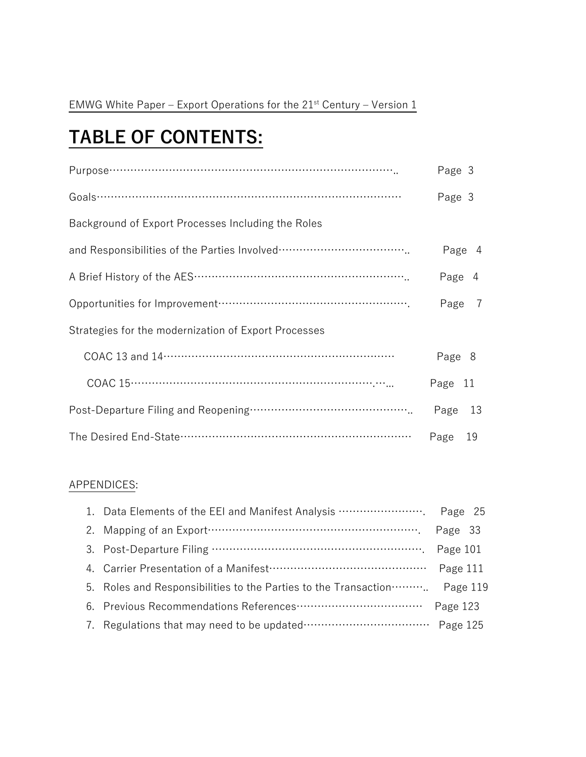EMWG White Paper – Export Operations for the 21st Century – Version 1

# TABLE OF CONTENTS:

Purpose………………………………………………………………………….. Page 3

Goals……………………………………………………………………………… Page 3

Background of Export Processes Including the Roles

and Responsibilities of the Parties Involved……………………………….. Page 4

A Brief History of the AES……………………………………………………….. Page 4

Opportunities for Improvement……………………………………………….. Page 7

Strategies for the modernization of Export Processes

- COAC 13 and 14…………………………………………………………… Page 8
- COAC 15…………………………………………………………….…... Page 11

Post-Departure Filing and Reopening……………………………………….. Page 13

The Desired End-State…………………………………………………………… Page 19

APPENDICES:

1. Data Elements of the EEI and Manifest Analysis ……………………. Page 25
2. Mapping of an Export………………………………………………………. Page 33
3. Post-Departure Filing ……………………………………………………. Page 101
4. Carrier Presentation of a Manifest……………………………………… Page 111
5. Roles and Responsibilities to the Parties to the Transaction……….. Page 119
6. Previous Recommendations References……………………………… Page 123
7. Regulations that may need to be updated……………………………… Page 125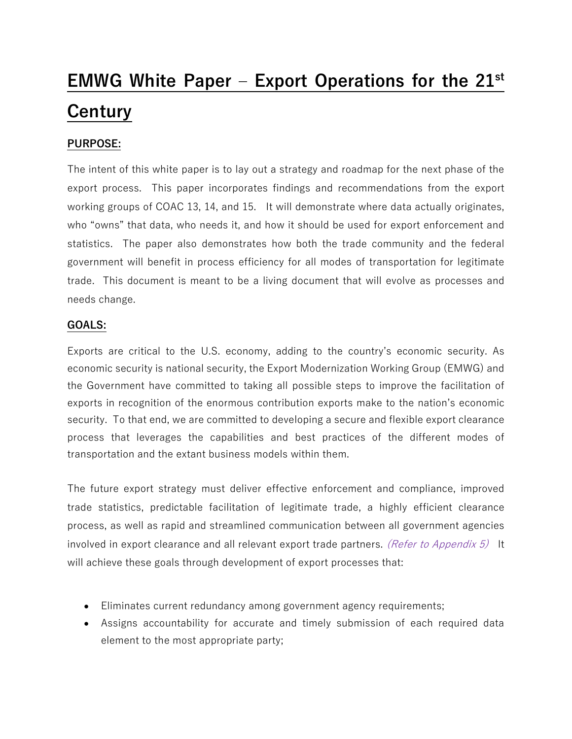# EMWG White Paper – Export Operations for the 21st Century

## PURPOSE:

The intent of this white paper is to lay out a strategy and roadmap for the next phase of the export process. This paper incorporates findings and recommendations from the export working groups of COAC 13, 14, and 15. It will demonstrate where data actually originates, who "owns" that data, who needs it, and how it should be used for export enforcement and statistics. The paper also demonstrates how both the trade community and the federal government will benefit in process efficiency for all modes of transportation for legitimate trade. This document is meant to be a living document that will evolve as processes and needs change.

## GOALS:

Exports are critical to the U.S. economy, adding to the country's economic security. As economic security is national security, the Export Modernization Working Group (EMWG) and the Government have committed to taking all possible steps to improve the facilitation of exports in recognition of the enormous contribution exports make to the nation's economic security. To that end, we are committed to developing a secure and flexible export clearance process that leverages the capabilities and best practices of the different modes of transportation and the extant business models within them.

The future export strategy must deliver effective enforcement and compliance, improved trade statistics, predictable facilitation of legitimate trade, a highly efficient clearance process, as well as rapid and streamlined communication between all government agencies involved in export clearance and all relevant export trade partners. *(Refer to Appendix 5)* It will achieve these goals through development of export processes that:

- Eliminates current redundancy among government agency requirements;
- Assigns accountability for accurate and timely submission of each required data element to the most appropriate party;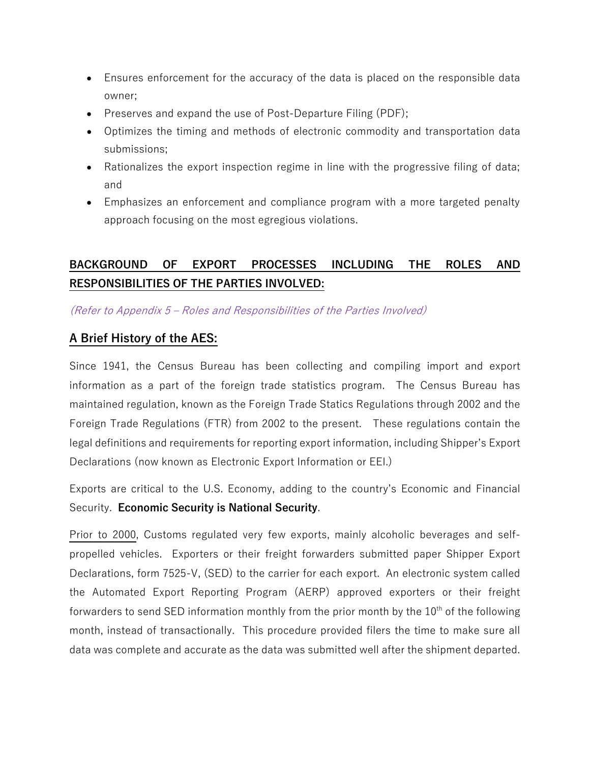- Ensures enforcement for the accuracy of the data is placed on the responsible data owner;
- Preserves and expand the use of Post-Departure Filing (PDF);
- Optimizes the timing and methods of electronic commodity and transportation data submissions;
- Rationalizes the export inspection regime in line with the progressive filing of data; and
- Emphasizes an enforcement and compliance program with a more targeted penalty approach focusing on the most egregious violations.

## BACKGROUND OF EXPORT PROCESSES INCLUDING THE ROLES AND RESPONSIBILITIES OF THE PARTIES INVOLVED:

*(Refer to Appendix 5 – Roles and Responsibilities of the Parties Involved)*

## A Brief History of the AES:

Since 1941, the Census Bureau has been collecting and compiling import and export information as a part of the foreign trade statistics program. The Census Bureau has maintained regulation, known as the Foreign Trade Statics Regulations through 2002 and the Foreign Trade Regulations (FTR) from 2002 to the present. These regulations contain the legal definitions and requirements for reporting export information, including Shipper's Export Declarations (now known as Electronic Export Information or EEI.)

Exports are critical to the U.S. Economy, adding to the country's Economic and Financial Security. **Economic Security is National Security**.

Prior to 2000, Customs regulated very few exports, mainly alcoholic beverages and self-propelled vehicles. Exporters or their freight forwarders submitted paper Shipper Export Declarations, form 7525-V, (SED) to the carrier for each export. An electronic system called the Automated Export Reporting Program (AERP) approved exporters or their freight forwarders to send SED information monthly from the prior month by the 10th of the following month, instead of transactionally. This procedure provided filers the time to make sure all data was complete and accurate as the data was submitted well after the shipment departed.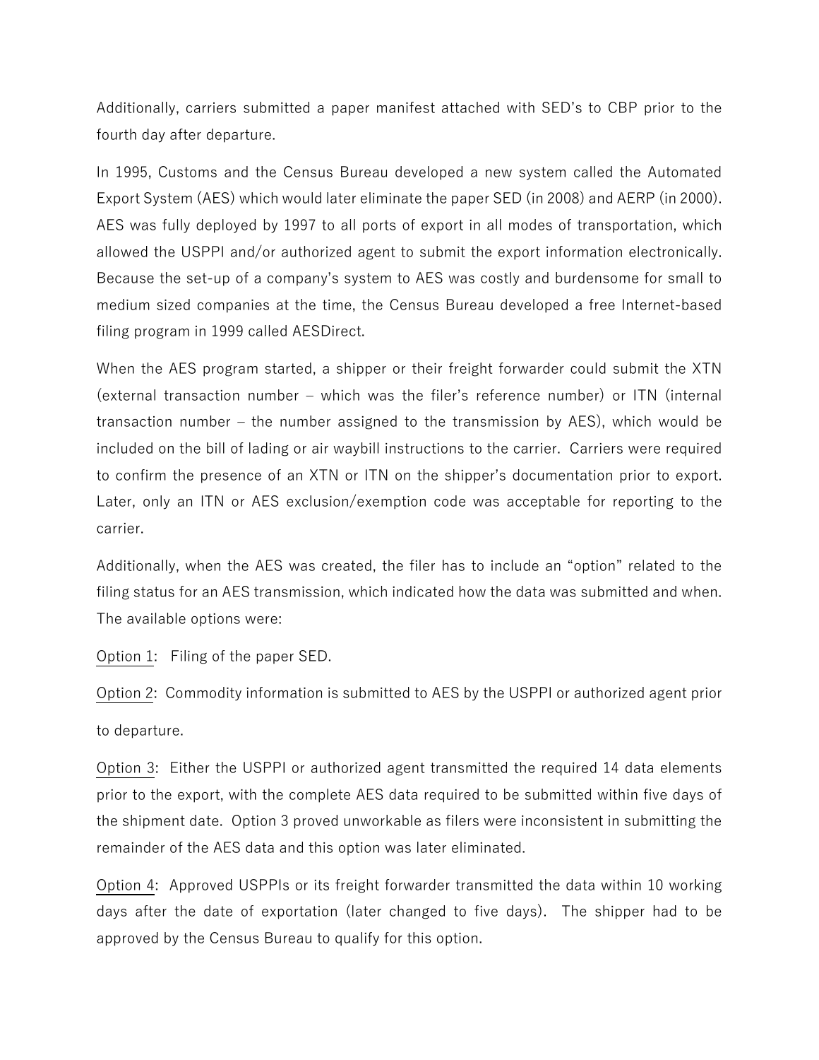Additionally, carriers submitted a paper manifest attached with SED's to CBP prior to the fourth day after departure.

In 1995, Customs and the Census Bureau developed a new system called the Automated Export System (AES) which would later eliminate the paper SED (in 2008) and AERP (in 2000). AES was fully deployed by 1997 to all ports of export in all modes of transportation, which allowed the USPPI and/or authorized agent to submit the export information electronically. Because the set-up of a company's system to AES was costly and burdensome for small to medium sized companies at the time, the Census Bureau developed a free Internet-based filing program in 1999 called AESDirect.

When the AES program started, a shipper or their freight forwarder could submit the XTN (external transaction number – which was the filer's reference number) or ITN (internal transaction number – the number assigned to the transmission by AES), which would be included on the bill of lading or air waybill instructions to the carrier. Carriers were required to confirm the presence of an XTN or ITN on the shipper's documentation prior to export. Later, only an ITN or AES exclusion/exemption code was acceptable for reporting to the carrier.

Additionally, when the AES was created, the filer has to include an "option" related to the filing status for an AES transmission, which indicated how the data was submitted and when. The available options were:

<u>Option 1</u>: Filing of the paper SED.

<u>Option 2</u>: Commodity information is submitted to AES by the USPPI or authorized agent prior to departure.

<u>Option 3</u>: Either the USPPI or authorized agent transmitted the required 14 data elements prior to the export, with the complete AES data required to be submitted within five days of the shipment date. Option 3 proved unworkable as filers were inconsistent in submitting the remainder of the AES data and this option was later eliminated.

<u>Option 4</u>: Approved USPPIs or its freight forwarder transmitted the data within 10 working days after the date of exportation (later changed to five days). The shipper had to be approved by the Census Bureau to qualify for this option.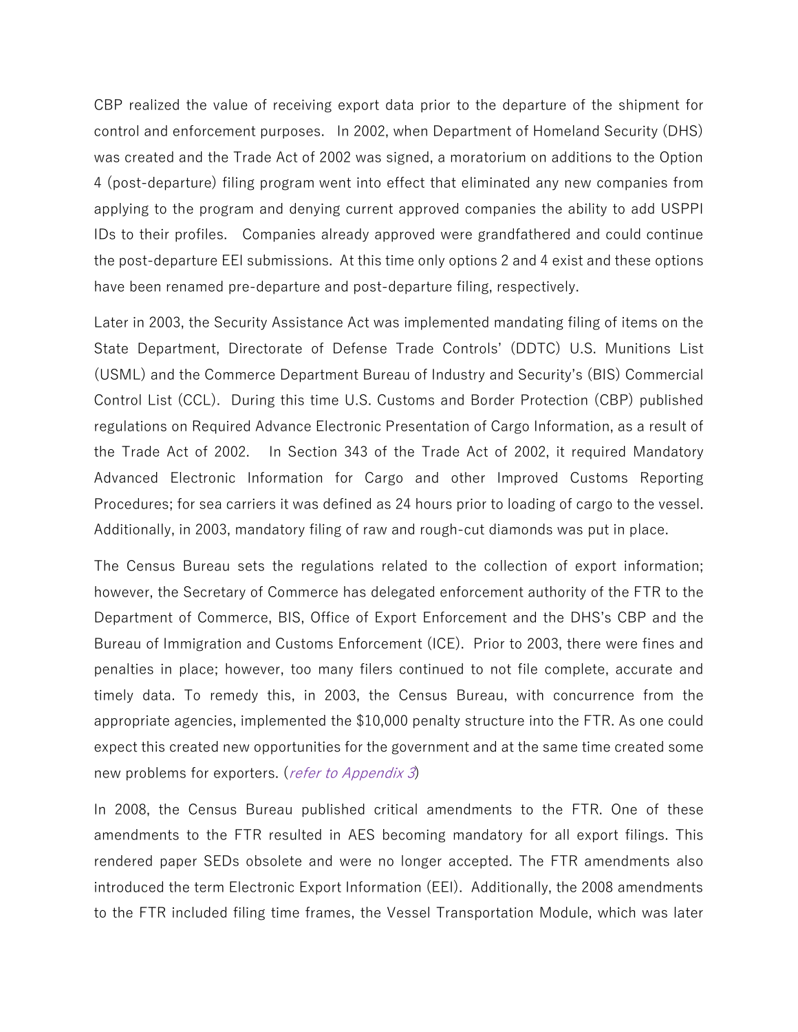CBP realized the value of receiving export data prior to the departure of the shipment for control and enforcement purposes. In 2002, when Department of Homeland Security (DHS) was created and the Trade Act of 2002 was signed, a moratorium on additions to the Option 4 (post-departure) filing program went into effect that eliminated any new companies from applying to the program and denying current approved companies the ability to add USPPI IDs to their profiles. Companies already approved were grandfathered and could continue the post-departure EEI submissions. At this time only options 2 and 4 exist and these options have been renamed pre-departure and post-departure filing, respectively.

Later in 2003, the Security Assistance Act was implemented mandating filing of items on the State Department, Directorate of Defense Trade Controls' (DDTC) U.S. Munitions List (USML) and the Commerce Department Bureau of Industry and Security's (BIS) Commercial Control List (CCL). During this time U.S. Customs and Border Protection (CBP) published regulations on Required Advance Electronic Presentation of Cargo Information, as a result of the Trade Act of 2002. In Section 343 of the Trade Act of 2002, it required Mandatory Advanced Electronic Information for Cargo and other Improved Customs Reporting Procedures; for sea carriers it was defined as 24 hours prior to loading of cargo to the vessel. Additionally, in 2003, mandatory filing of raw and rough-cut diamonds was put in place.

The Census Bureau sets the regulations related to the collection of export information; however, the Secretary of Commerce has delegated enforcement authority of the FTR to the Department of Commerce, BIS, Office of Export Enforcement and the DHS's CBP and the Bureau of Immigration and Customs Enforcement (ICE). Prior to 2003, there were fines and penalties in place; however, too many filers continued to not file complete, accurate and timely data. To remedy this, in 2003, the Census Bureau, with concurrence from the appropriate agencies, implemented the $10,000 penalty structure into the FTR. As one could expect this created new opportunities for the government and at the same time created some new problems for exporters. (*refer to Appendix 3*)

In 2008, the Census Bureau published critical amendments to the FTR. One of these amendments to the FTR resulted in AES becoming mandatory for all export filings. This rendered paper SEDs obsolete and were no longer accepted. The FTR amendments also introduced the term Electronic Export Information (EEI). Additionally, the 2008 amendments to the FTR included filing time frames, the Vessel Transportation Module, which was later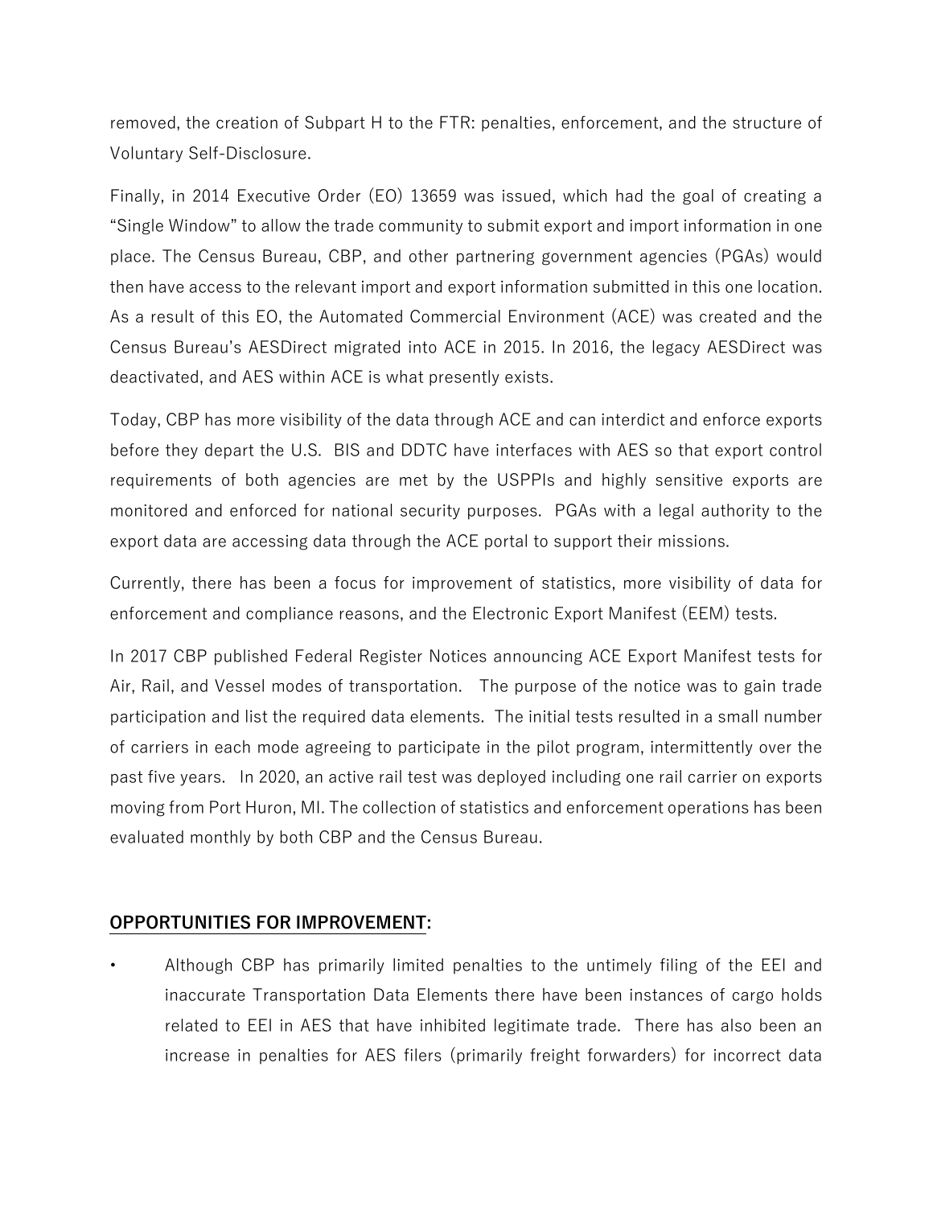removed, the creation of Subpart H to the FTR: penalties, enforcement, and the structure of Voluntary Self-Disclosure.

Finally, in 2014 Executive Order (EO) 13659 was issued, which had the goal of creating a "Single Window" to allow the trade community to submit export and import information in one place. The Census Bureau, CBP, and other partnering government agencies (PGAs) would then have access to the relevant import and export information submitted in this one location. As a result of this EO, the Automated Commercial Environment (ACE) was created and the Census Bureau's AESDirect migrated into ACE in 2015. In 2016, the legacy AESDirect was deactivated, and AES within ACE is what presently exists.

Today, CBP has more visibility of the data through ACE and can interdict and enforce exports before they depart the U.S. BIS and DDTC have interfaces with AES so that export control requirements of both agencies are met by the USPPIs and highly sensitive exports are monitored and enforced for national security purposes. PGAs with a legal authority to the export data are accessing data through the ACE portal to support their missions.

Currently, there has been a focus for improvement of statistics, more visibility of data for enforcement and compliance reasons, and the Electronic Export Manifest (EEM) tests.

In 2017 CBP published Federal Register Notices announcing ACE Export Manifest tests for Air, Rail, and Vessel modes of transportation. The purpose of the notice was to gain trade participation and list the required data elements. The initial tests resulted in a small number of carriers in each mode agreeing to participate in the pilot program, intermittently over the past five years. In 2020, an active rail test was deployed including one rail carrier on exports moving from Port Huron, MI. The collection of statistics and enforcement operations has been evaluated monthly by both CBP and the Census Bureau.

## OPPORTUNITIES FOR IMPROVEMENT:

- Although CBP has primarily limited penalties to the untimely filing of the EEI and inaccurate Transportation Data Elements there have been instances of cargo holds related to EEI in AES that have inhibited legitimate trade. There has also been an increase in penalties for AES filers (primarily freight forwarders) for incorrect data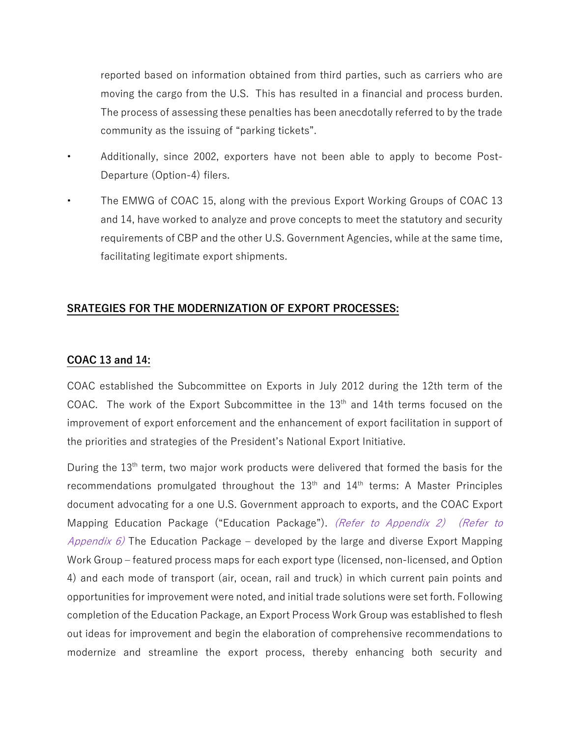reported based on information obtained from third parties, such as carriers who are moving the cargo from the U.S. This has resulted in a financial and process burden. The process of assessing these penalties has been anecdotally referred to by the trade community as the issuing of "parking tickets".

- Additionally, since 2002, exporters have not been able to apply to become Post-Departure (Option-4) filers.
- The EMWG of COAC 15, along with the previous Export Working Groups of COAC 13 and 14, have worked to analyze and prove concepts to meet the statutory and security requirements of CBP and the other U.S. Government Agencies, while at the same time, facilitating legitimate export shipments.

## SRATEGIES FOR THE MODERNIZATION OF EXPORT PROCESSES:

### COAC 13 and 14:

COAC established the Subcommittee on Exports in July 2012 during the 12th term of the COAC. The work of the Export Subcommittee in the 13th and 14th terms focused on the improvement of export enforcement and the enhancement of export facilitation in support of the priorities and strategies of the President's National Export Initiative.

During the 13th term, two major work products were delivered that formed the basis for the recommendations promulgated throughout the 13th and 14th terms: A Master Principles document advocating for a one U.S. Government approach to exports, and the COAC Export Mapping Education Package ("Education Package"). *(Refer to Appendix 2)* *(Refer to Appendix 6)* The Education Package – developed by the large and diverse Export Mapping Work Group – featured process maps for each export type (licensed, non-licensed, and Option 4) and each mode of transport (air, ocean, rail and truck) in which current pain points and opportunities for improvement were noted, and initial trade solutions were set forth. Following completion of the Education Package, an Export Process Work Group was established to flesh out ideas for improvement and begin the elaboration of comprehensive recommendations to modernize and streamline the export process, thereby enhancing both security and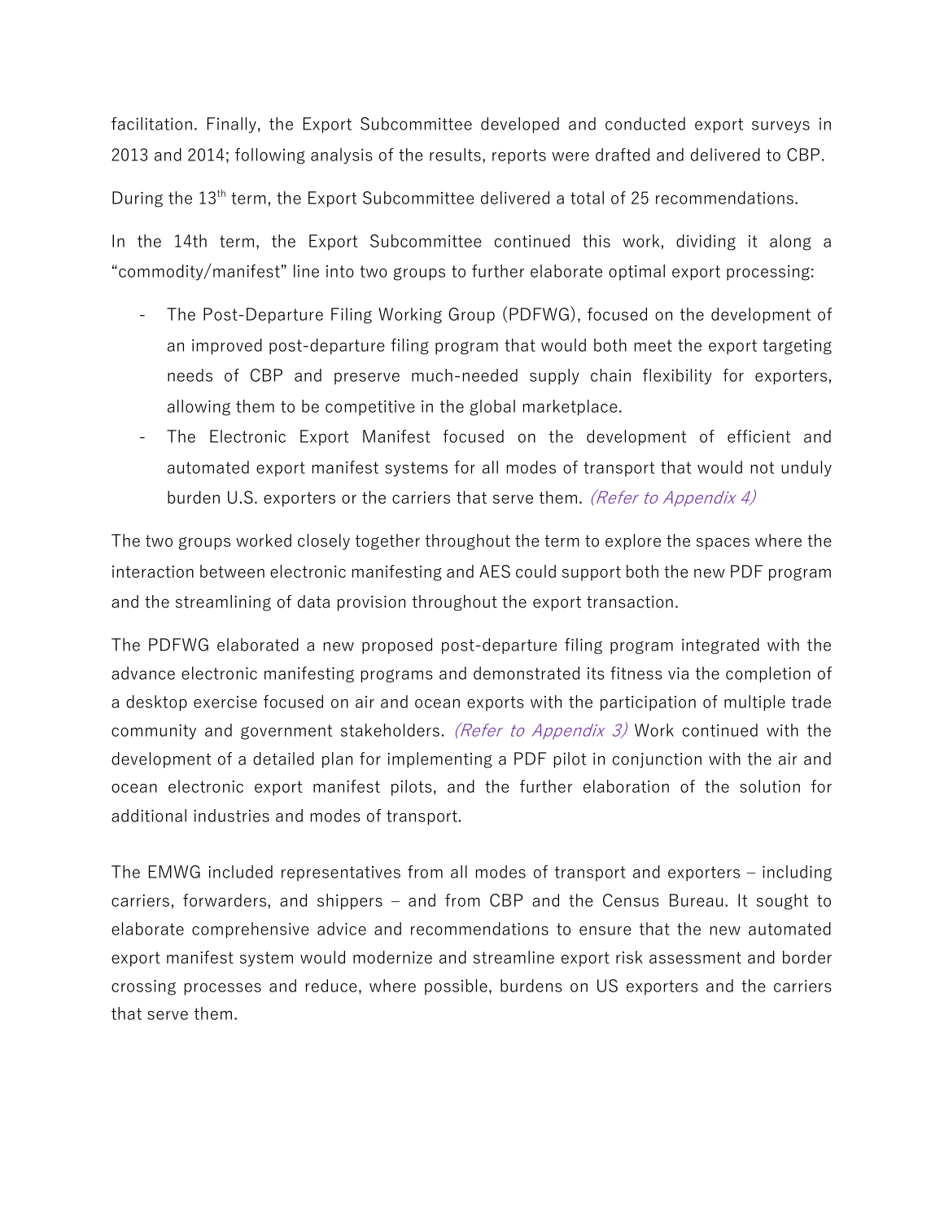facilitation. Finally, the Export Subcommittee developed and conducted export surveys in 2013 and 2014; following analysis of the results, reports were drafted and delivered to CBP.

During the 13th term, the Export Subcommittee delivered a total of 25 recommendations.

In the 14th term, the Export Subcommittee continued this work, dividing it along a "commodity/manifest" line into two groups to further elaborate optimal export processing:

- The Post-Departure Filing Working Group (PDFWG), focused on the development of an improved post-departure filing program that would both meet the export targeting needs of CBP and preserve much-needed supply chain flexibility for exporters, allowing them to be competitive in the global marketplace.
- The Electronic Export Manifest focused on the development of efficient and automated export manifest systems for all modes of transport that would not unduly burden U.S. exporters or the carriers that serve them. *(Refer to Appendix 4)*

The two groups worked closely together throughout the term to explore the spaces where the interaction between electronic manifesting and AES could support both the new PDF program and the streamlining of data provision throughout the export transaction.

The PDFWG elaborated a new proposed post-departure filing program integrated with the advance electronic manifesting programs and demonstrated its fitness via the completion of a desktop exercise focused on air and ocean exports with the participation of multiple trade community and government stakeholders. *(Refer to Appendix 3)* Work continued with the development of a detailed plan for implementing a PDF pilot in conjunction with the air and ocean electronic export manifest pilots, and the further elaboration of the solution for additional industries and modes of transport.

The EMWG included representatives from all modes of transport and exporters – including carriers, forwarders, and shippers – and from CBP and the Census Bureau. It sought to elaborate comprehensive advice and recommendations to ensure that the new automated export manifest system would modernize and streamline export risk assessment and border crossing processes and reduce, where possible, burdens on US exporters and the carriers that serve them.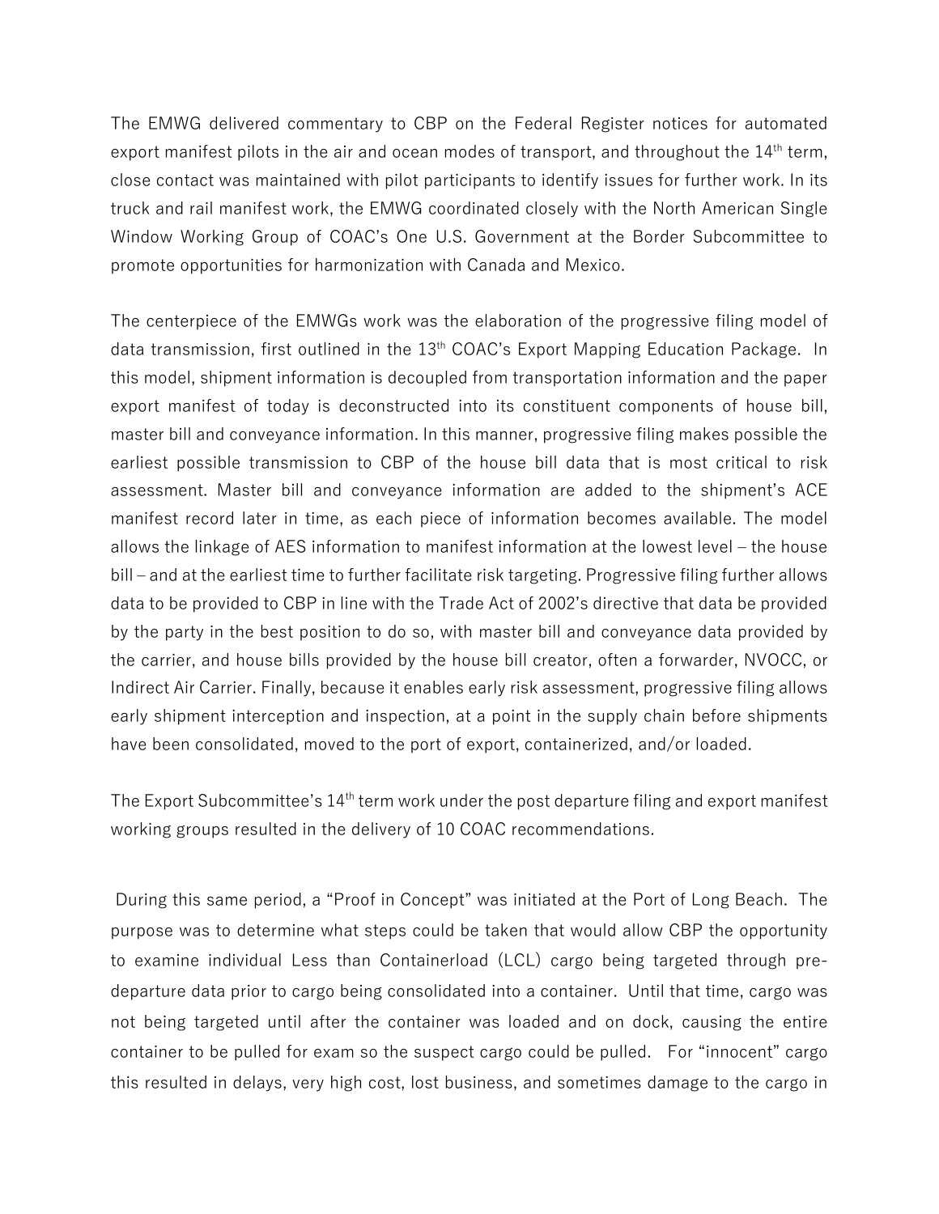The EMWG delivered commentary to CBP on the Federal Register notices for automated export manifest pilots in the air and ocean modes of transport, and throughout the 14th term, close contact was maintained with pilot participants to identify issues for further work. In its truck and rail manifest work, the EMWG coordinated closely with the North American Single Window Working Group of COAC's One U.S. Government at the Border Subcommittee to promote opportunities for harmonization with Canada and Mexico.

The centerpiece of the EMWGs work was the elaboration of the progressive filing model of data transmission, first outlined in the 13th COAC's Export Mapping Education Package. In this model, shipment information is decoupled from transportation information and the paper export manifest of today is deconstructed into its constituent components of house bill, master bill and conveyance information. In this manner, progressive filing makes possible the earliest possible transmission to CBP of the house bill data that is most critical to risk assessment. Master bill and conveyance information are added to the shipment's ACE manifest record later in time, as each piece of information becomes available. The model allows the linkage of AES information to manifest information at the lowest level – the house bill – and at the earliest time to further facilitate risk targeting. Progressive filing further allows data to be provided to CBP in line with the Trade Act of 2002's directive that data be provided by the party in the best position to do so, with master bill and conveyance data provided by the carrier, and house bills provided by the house bill creator, often a forwarder, NVOCC, or Indirect Air Carrier. Finally, because it enables early risk assessment, progressive filing allows early shipment interception and inspection, at a point in the supply chain before shipments have been consolidated, moved to the port of export, containerized, and/or loaded.

The Export Subcommittee's 14th term work under the post departure filing and export manifest working groups resulted in the delivery of 10 COAC recommendations.

During this same period, a "Proof in Concept" was initiated at the Port of Long Beach. The purpose was to determine what steps could be taken that would allow CBP the opportunity to examine individual Less than Containerload (LCL) cargo being targeted through pre-departure data prior to cargo being consolidated into a container. Until that time, cargo was not being targeted until after the container was loaded and on dock, causing the entire container to be pulled for exam so the suspect cargo could be pulled. For "innocent" cargo this resulted in delays, very high cost, lost business, and sometimes damage to the cargo in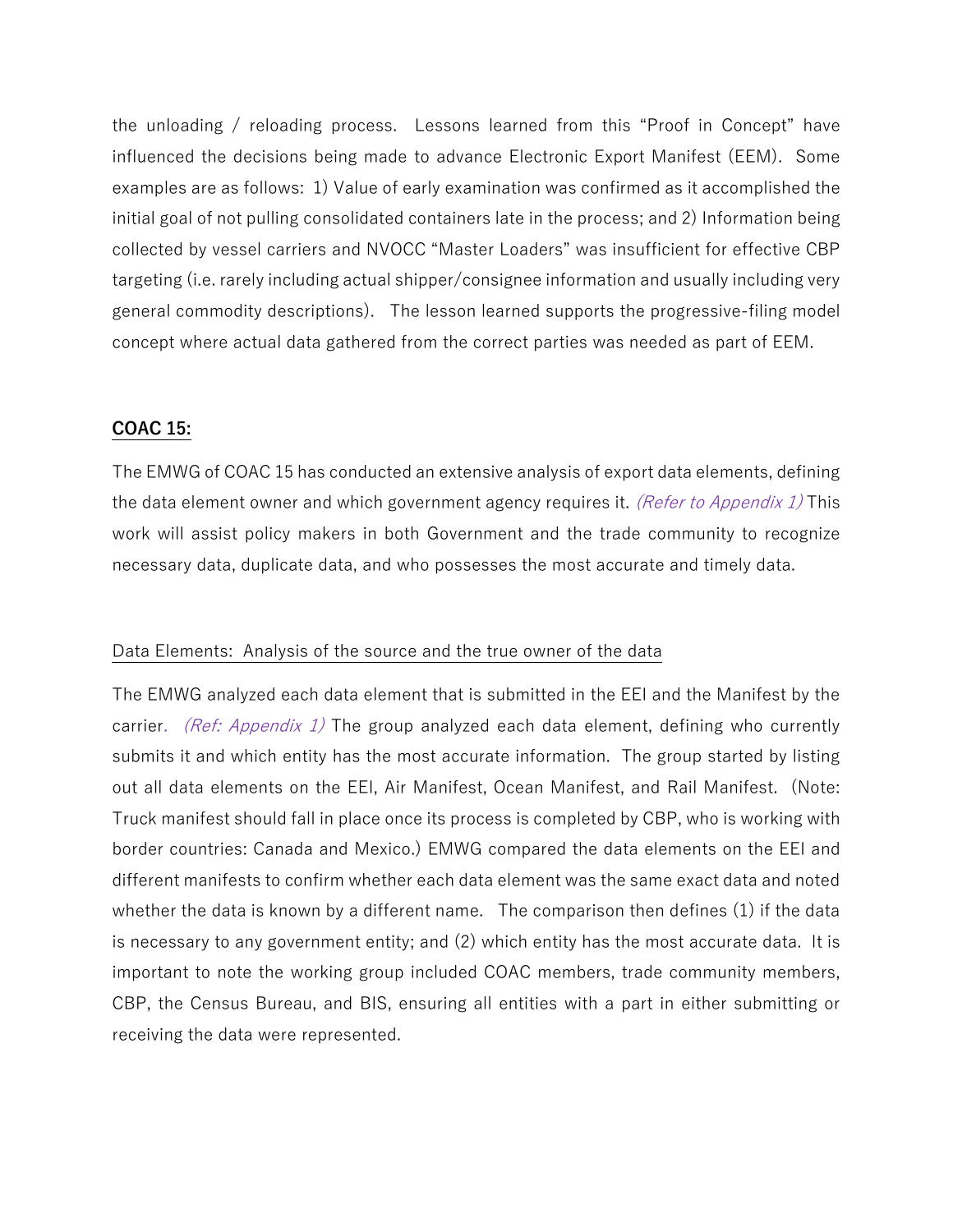the unloading / reloading process. Lessons learned from this "Proof in Concept" have influenced the decisions being made to advance Electronic Export Manifest (EEM). Some examples are as follows: 1) Value of early examination was confirmed as it accomplished the initial goal of not pulling consolidated containers late in the process; and 2) Information being collected by vessel carriers and NVOCC "Master Loaders" was insufficient for effective CBP targeting (i.e. rarely including actual shipper/consignee information and usually including very general commodity descriptions). The lesson learned supports the progressive-filing model concept where actual data gathered from the correct parties was needed as part of EEM.

## COAC 15:

The EMWG of COAC 15 has conducted an extensive analysis of export data elements, defining the data element owner and which government agency requires it. *(Refer to Appendix 1)* This work will assist policy makers in both Government and the trade community to recognize necessary data, duplicate data, and who possesses the most accurate and timely data.

### Data Elements: Analysis of the source and the true owner of the data

The EMWG analyzed each data element that is submitted in the EEI and the Manifest by the carrier. *(Ref: Appendix 1)* The group analyzed each data element, defining who currently submits it and which entity has the most accurate information. The group started by listing out all data elements on the EEI, Air Manifest, Ocean Manifest, and Rail Manifest. (Note: Truck manifest should fall in place once its process is completed by CBP, who is working with border countries: Canada and Mexico.) EMWG compared the data elements on the EEI and different manifests to confirm whether each data element was the same exact data and noted whether the data is known by a different name. The comparison then defines (1) if the data is necessary to any government entity; and (2) which entity has the most accurate data. It is important to note the working group included COAC members, trade community members, CBP, the Census Bureau, and BIS, ensuring all entities with a part in either submitting or receiving the data were represented.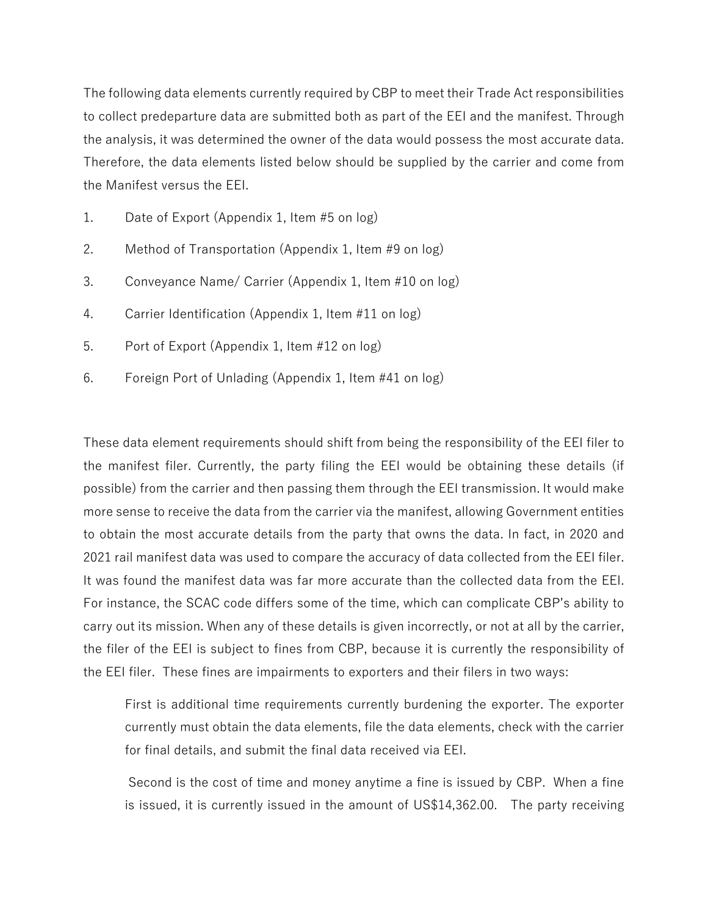The following data elements currently required by CBP to meet their Trade Act responsibilities to collect predeparture data are submitted both as part of the EEI and the manifest. Through the analysis, it was determined the owner of the data would possess the most accurate data. Therefore, the data elements listed below should be supplied by the carrier and come from the Manifest versus the EEI.

1. Date of Export (Appendix 1, Item #5 on log)
2. Method of Transportation (Appendix 1, Item #9 on log)
3. Conveyance Name/ Carrier (Appendix 1, Item #10 on log)
4. Carrier Identification (Appendix 1, Item #11 on log)
5. Port of Export (Appendix 1, Item #12 on log)
6. Foreign Port of Unlading (Appendix 1, Item #41 on log)

These data element requirements should shift from being the responsibility of the EEI filer to the manifest filer. Currently, the party filing the EEI would be obtaining these details (if possible) from the carrier and then passing them through the EEI transmission. It would make more sense to receive the data from the carrier via the manifest, allowing Government entities to obtain the most accurate details from the party that owns the data. In fact, in 2020 and 2021 rail manifest data was used to compare the accuracy of data collected from the EEI filer. It was found the manifest data was far more accurate than the collected data from the EEI. For instance, the SCAC code differs some of the time, which can complicate CBP's ability to carry out its mission. When any of these details is given incorrectly, or not at all by the carrier, the filer of the EEI is subject to fines from CBP, because it is currently the responsibility of the EEI filer. These fines are impairments to exporters and their filers in two ways:

> First is additional time requirements currently burdening the exporter. The exporter currently must obtain the data elements, file the data elements, check with the carrier for final details, and submit the final data received via EEI.
>
> Second is the cost of time and money anytime a fine is issued by CBP. When a fine is issued, it is currently issued in the amount of US$14,362.00. The party receiving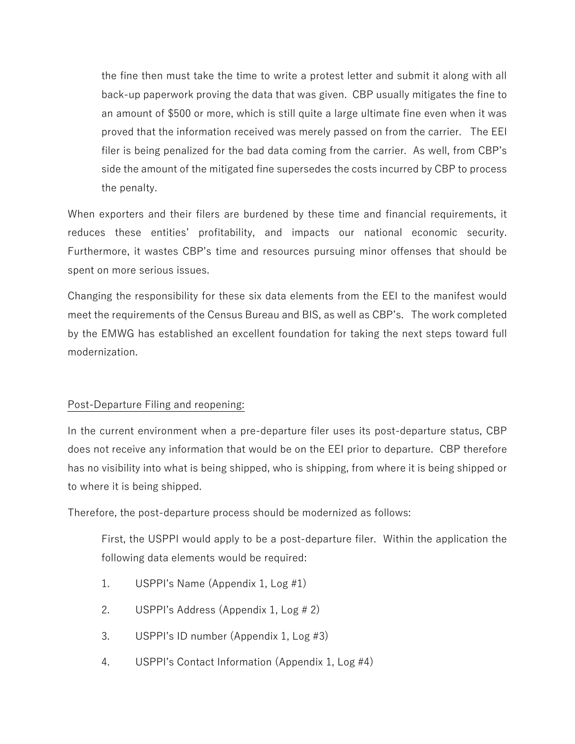the fine then must take the time to write a protest letter and submit it along with all back-up paperwork proving the data that was given. CBP usually mitigates the fine to an amount of $500 or more, which is still quite a large ultimate fine even when it was proved that the information received was merely passed on from the carrier. The EEI filer is being penalized for the bad data coming from the carrier. As well, from CBP's side the amount of the mitigated fine supersedes the costs incurred by CBP to process the penalty.

When exporters and their filers are burdened by these time and financial requirements, it reduces these entities' profitability, and impacts our national economic security. Furthermore, it wastes CBP's time and resources pursuing minor offenses that should be spent on more serious issues.

Changing the responsibility for these six data elements from the EEI to the manifest would meet the requirements of the Census Bureau and BIS, as well as CBP's. The work completed by the EMWG has established an excellent foundation for taking the next steps toward full modernization.

<u>Post-Departure Filing and reopening:</u>

In the current environment when a pre-departure filer uses its post-departure status, CBP does not receive any information that would be on the EEI prior to departure. CBP therefore has no visibility into what is being shipped, who is shipping, from where it is being shipped or to where it is being shipped.

Therefore, the post-departure process should be modernized as follows:

First, the USPPI would apply to be a post-departure filer. Within the application the following data elements would be required:

1. USPPI's Name (Appendix 1, Log #1)
2. USPPI's Address (Appendix 1, Log # 2)
3. USPPI's ID number (Appendix 1, Log #3)
4. USPPI's Contact Information (Appendix 1, Log #4)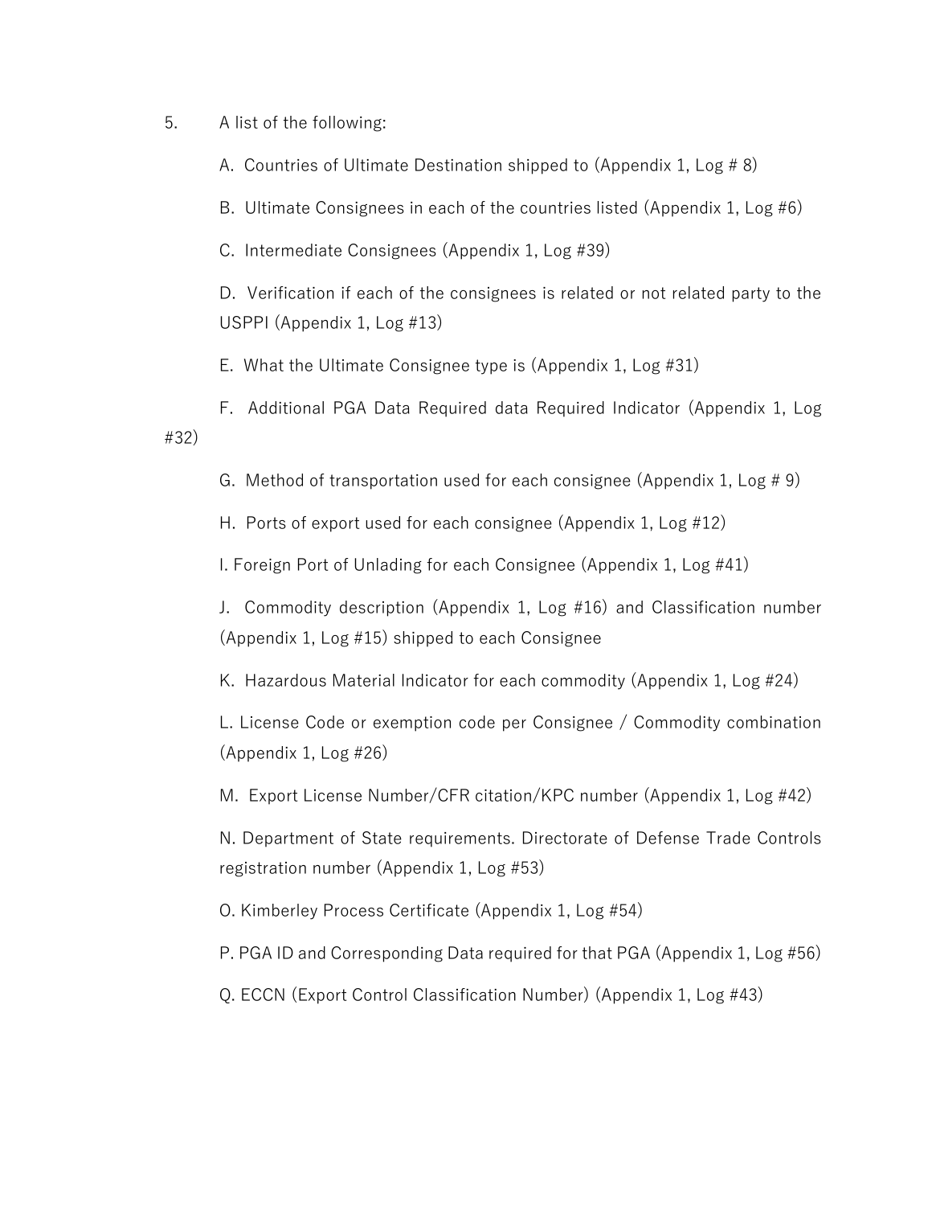5. A list of the following:

   A. Countries of Ultimate Destination shipped to (Appendix 1, Log # 8)

   B. Ultimate Consignees in each of the countries listed (Appendix 1, Log #6)

   C. Intermediate Consignees (Appendix 1, Log #39)

   D. Verification if each of the consignees is related or not related party to the USPPI (Appendix 1, Log #13)

   E. What the Ultimate Consignee type is (Appendix 1, Log #31)

   F. Additional PGA Data Required data Required Indicator (Appendix 1, Log #32)

   G. Method of transportation used for each consignee (Appendix 1, Log # 9)

   H. Ports of export used for each consignee (Appendix 1, Log #12)

   I. Foreign Port of Unlading for each Consignee (Appendix 1, Log #41)

   J. Commodity description (Appendix 1, Log #16) and Classification number (Appendix 1, Log #15) shipped to each Consignee

   K. Hazardous Material Indicator for each commodity (Appendix 1, Log #24)

   L. License Code or exemption code per Consignee / Commodity combination (Appendix 1, Log #26)

   M. Export License Number/CFR citation/KPC number (Appendix 1, Log #42)

   N. Department of State requirements. Directorate of Defense Trade Controls registration number (Appendix 1, Log #53)

   O. Kimberley Process Certificate (Appendix 1, Log #54)

   P. PGA ID and Corresponding Data required for that PGA (Appendix 1, Log #56)

   Q. ECCN (Export Control Classification Number) (Appendix 1, Log #43)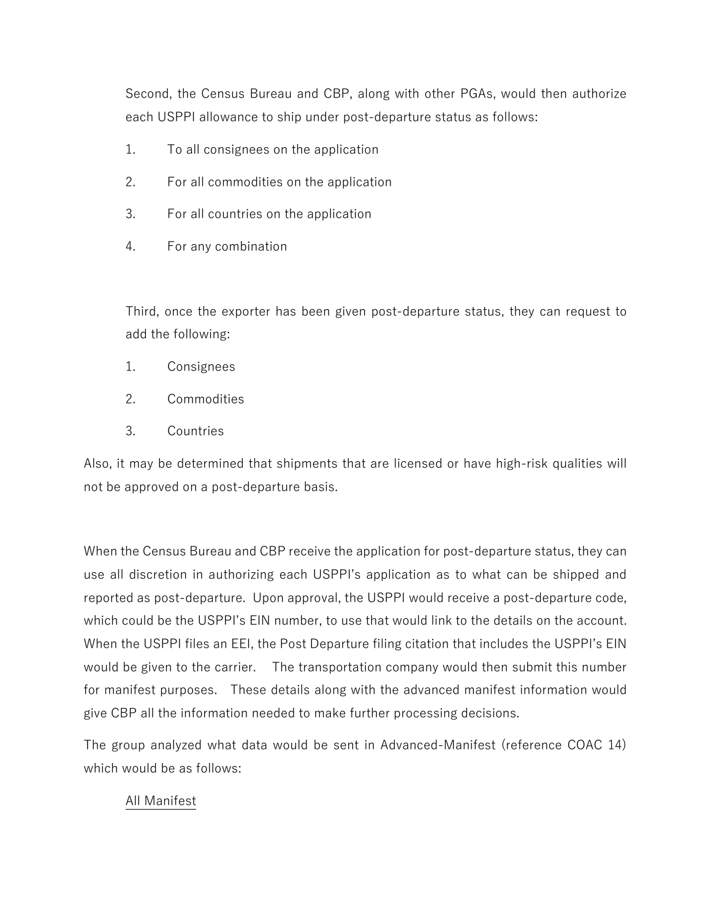Second, the Census Bureau and CBP, along with other PGAs, would then authorize each USPPI allowance to ship under post-departure status as follows:

1. To all consignees on the application
2. For all commodities on the application
3. For all countries on the application
4. For any combination

Third, once the exporter has been given post-departure status, they can request to add the following:

1. Consignees
2. Commodities
3. Countries

Also, it may be determined that shipments that are licensed or have high-risk qualities will not be approved on a post-departure basis.

When the Census Bureau and CBP receive the application for post-departure status, they can use all discretion in authorizing each USPPI's application as to what can be shipped and reported as post-departure. Upon approval, the USPPI would receive a post-departure code, which could be the USPPI's EIN number, to use that would link to the details on the account. When the USPPI files an EEI, the Post Departure filing citation that includes the USPPI's EIN would be given to the carrier. The transportation company would then submit this number for manifest purposes. These details along with the advanced manifest information would give CBP all the information needed to make further processing decisions.

The group analyzed what data would be sent in Advanced-Manifest (reference COAC 14) which would be as follows:

<u>All Manifest</u>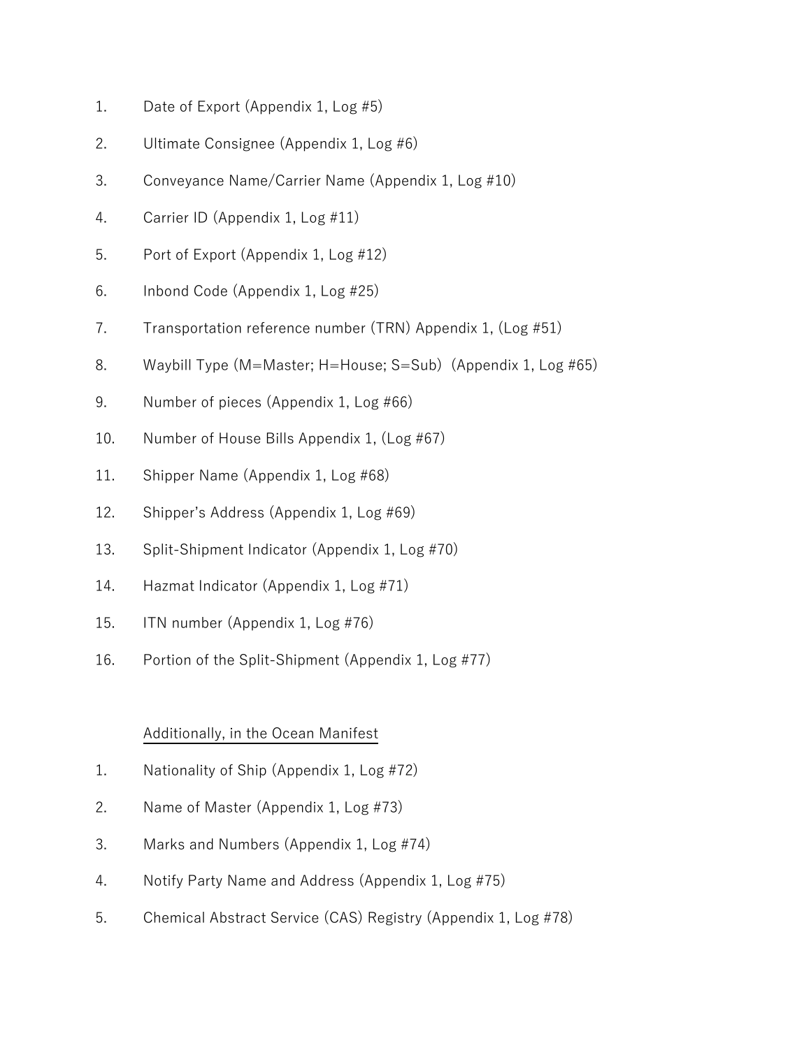1. Date of Export (Appendix 1, Log #5)
2. Ultimate Consignee (Appendix 1, Log #6)
3. Conveyance Name/Carrier Name (Appendix 1, Log #10)
4. Carrier ID (Appendix 1, Log #11)
5. Port of Export (Appendix 1, Log #12)
6. Inbond Code (Appendix 1, Log #25)
7. Transportation reference number (TRN) Appendix 1, (Log #51)
8. Waybill Type (M=Master; H=House; S=Sub) (Appendix 1, Log #65)
9. Number of pieces (Appendix 1, Log #66)
10. Number of House Bills Appendix 1, (Log #67)
11. Shipper Name (Appendix 1, Log #68)
12. Shipper's Address (Appendix 1, Log #69)
13. Split-Shipment Indicator (Appendix 1, Log #70)
14. Hazmat Indicator (Appendix 1, Log #71)
15. ITN number (Appendix 1, Log #76)
16. Portion of the Split-Shipment (Appendix 1, Log #77)

<u>Additionally, in the Ocean Manifest</u>

1. Nationality of Ship (Appendix 1, Log #72)
2. Name of Master (Appendix 1, Log #73)
3. Marks and Numbers (Appendix 1, Log #74)
4. Notify Party Name and Address (Appendix 1, Log #75)
5. Chemical Abstract Service (CAS) Registry (Appendix 1, Log #78)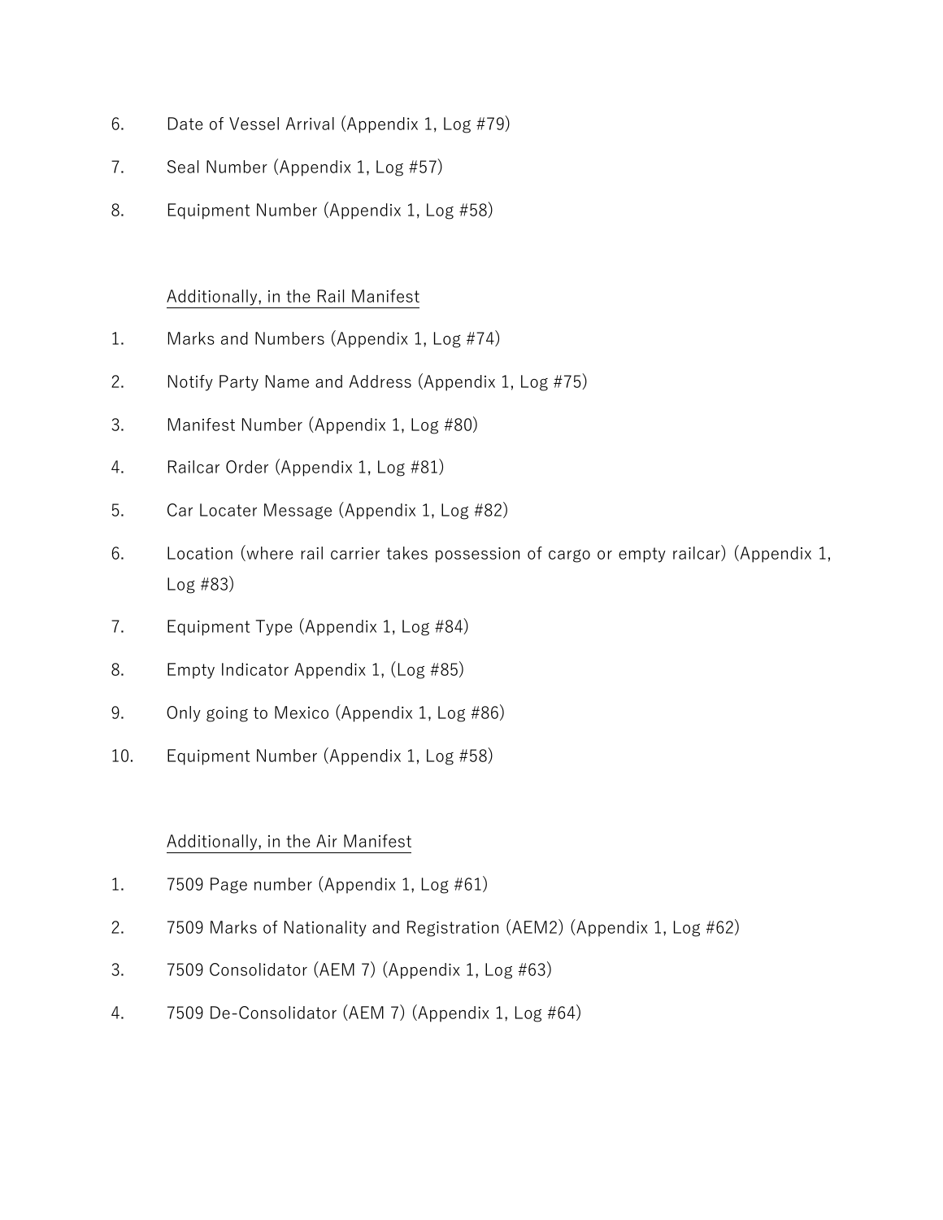6. Date of Vessel Arrival (Appendix 1, Log #79)
7. Seal Number (Appendix 1, Log #57)
8. Equipment Number (Appendix 1, Log #58)

<u>Additionally, in the Rail Manifest</u>

1. Marks and Numbers (Appendix 1, Log #74)
2. Notify Party Name and Address (Appendix 1, Log #75)
3. Manifest Number (Appendix 1, Log #80)
4. Railcar Order (Appendix 1, Log #81)
5. Car Locater Message (Appendix 1, Log #82)
6. Location (where rail carrier takes possession of cargo or empty railcar) (Appendix 1, Log #83)
7. Equipment Type (Appendix 1, Log #84)
8. Empty Indicator Appendix 1, (Log #85)
9. Only going to Mexico (Appendix 1, Log #86)
10. Equipment Number (Appendix 1, Log #58)

<u>Additionally, in the Air Manifest</u>

1. 7509 Page number (Appendix 1, Log #61)
2. 7509 Marks of Nationality and Registration (AEM2) (Appendix 1, Log #62)
3. 7509 Consolidator (AEM 7) (Appendix 1, Log #63)
4. 7509 De-Consolidator (AEM 7) (Appendix 1, Log #64)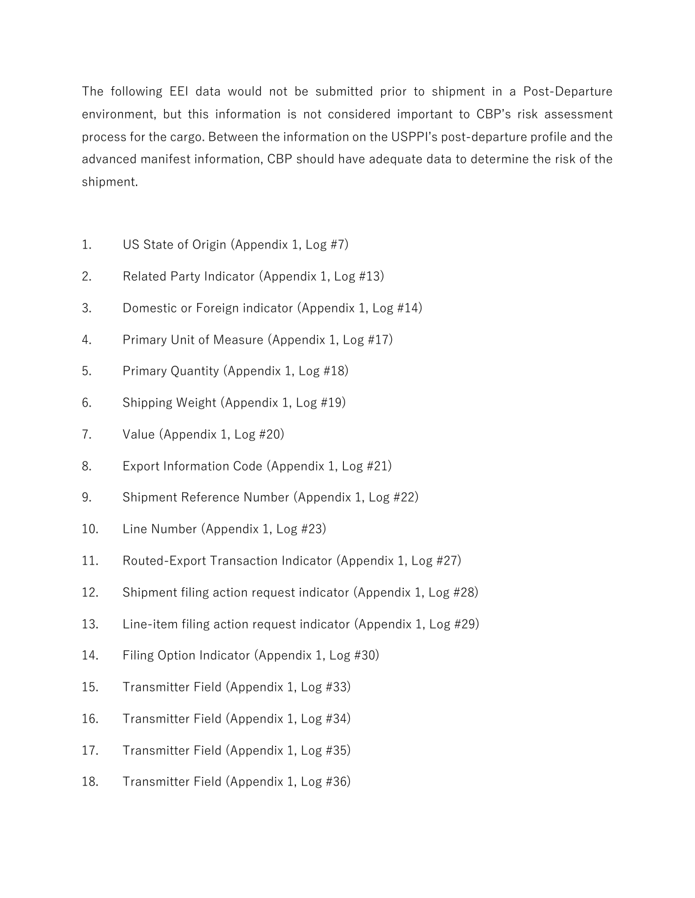The following EEI data would not be submitted prior to shipment in a Post-Departure environment, but this information is not considered important to CBP's risk assessment process for the cargo. Between the information on the USPPI's post-departure profile and the advanced manifest information, CBP should have adequate data to determine the risk of the shipment.

1. US State of Origin (Appendix 1, Log #7)
2. Related Party Indicator (Appendix 1, Log #13)
3. Domestic or Foreign indicator (Appendix 1, Log #14)
4. Primary Unit of Measure (Appendix 1, Log #17)
5. Primary Quantity (Appendix 1, Log #18)
6. Shipping Weight (Appendix 1, Log #19)
7. Value (Appendix 1, Log #20)
8. Export Information Code (Appendix 1, Log #21)
9. Shipment Reference Number (Appendix 1, Log #22)
10. Line Number (Appendix 1, Log #23)
11. Routed-Export Transaction Indicator (Appendix 1, Log #27)
12. Shipment filing action request indicator (Appendix 1, Log #28)
13. Line-item filing action request indicator (Appendix 1, Log #29)
14. Filing Option Indicator (Appendix 1, Log #30)
15. Transmitter Field (Appendix 1, Log #33)
16. Transmitter Field (Appendix 1, Log #34)
17. Transmitter Field (Appendix 1, Log #35)
18. Transmitter Field (Appendix 1, Log #36)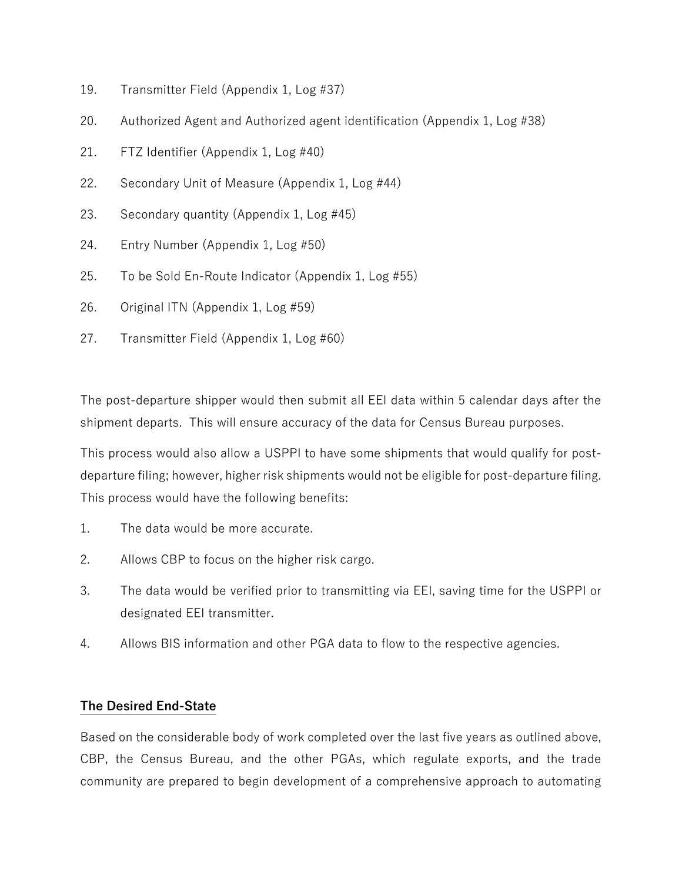19. Transmitter Field (Appendix 1, Log #37)
20. Authorized Agent and Authorized agent identification (Appendix 1, Log #38)
21. FTZ Identifier (Appendix 1, Log #40)
22. Secondary Unit of Measure (Appendix 1, Log #44)
23. Secondary quantity (Appendix 1, Log #45)
24. Entry Number (Appendix 1, Log #50)
25. To be Sold En-Route Indicator (Appendix 1, Log #55)
26. Original ITN (Appendix 1, Log #59)
27. Transmitter Field (Appendix 1, Log #60)

The post-departure shipper would then submit all EEI data within 5 calendar days after the shipment departs. This will ensure accuracy of the data for Census Bureau purposes.

This process would also allow a USPPI to have some shipments that would qualify for post-departure filing; however, higher risk shipments would not be eligible for post-departure filing. This process would have the following benefits:

1. The data would be more accurate.
2. Allows CBP to focus on the higher risk cargo.
3. The data would be verified prior to transmitting via EEI, saving time for the USPPI or designated EEI transmitter.
4. Allows BIS information and other PGA data to flow to the respective agencies.

## The Desired End-State

Based on the considerable body of work completed over the last five years as outlined above, CBP, the Census Bureau, and the other PGAs, which regulate exports, and the trade community are prepared to begin development of a comprehensive approach to automating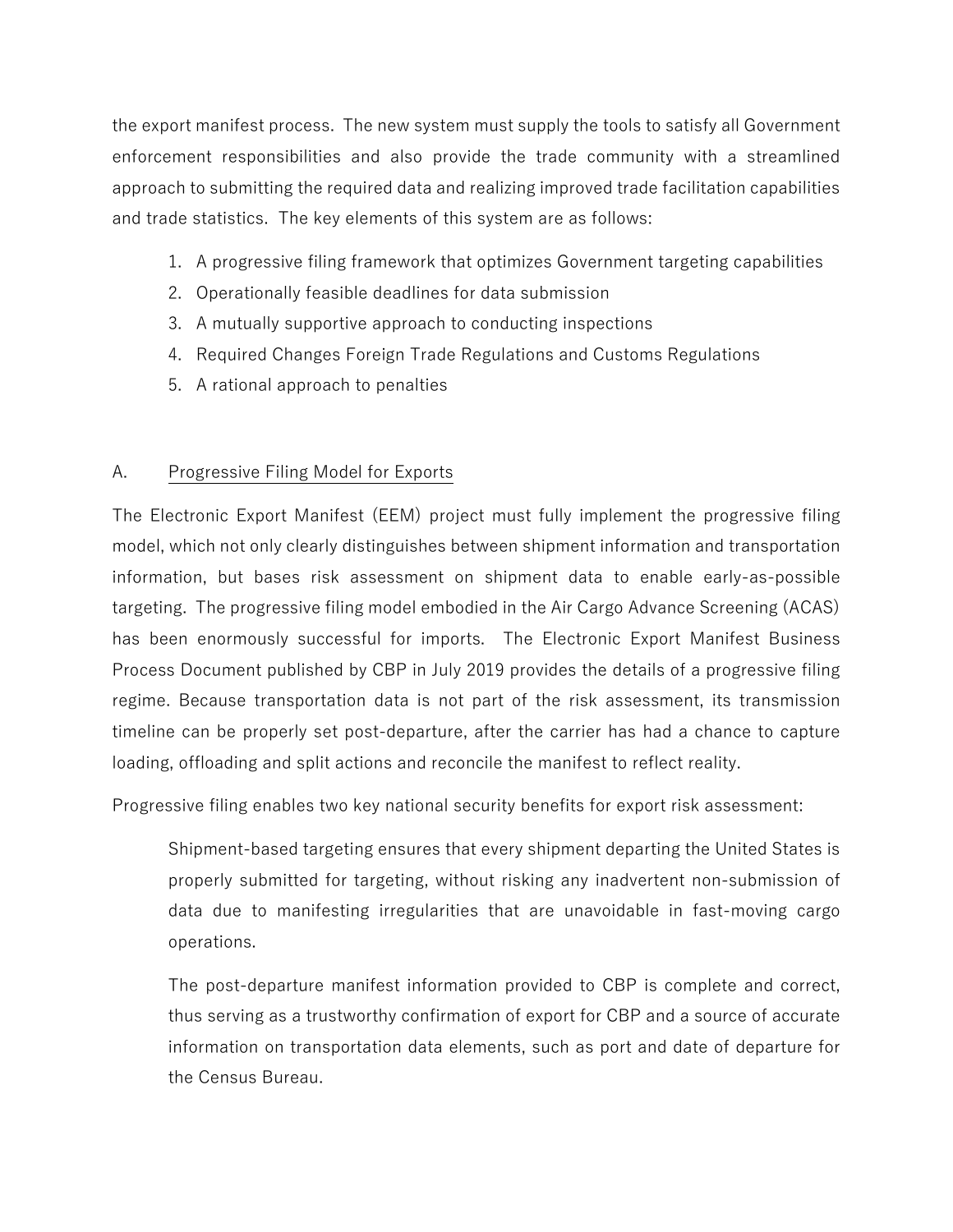the export manifest process. The new system must supply the tools to satisfy all Government enforcement responsibilities and also provide the trade community with a streamlined approach to submitting the required data and realizing improved trade facilitation capabilities and trade statistics. The key elements of this system are as follows:

1. A progressive filing framework that optimizes Government targeting capabilities
2. Operationally feasible deadlines for data submission
3. A mutually supportive approach to conducting inspections
4. Required Changes Foreign Trade Regulations and Customs Regulations
5. A rational approach to penalties

## A. Progressive Filing Model for Exports

The Electronic Export Manifest (EEM) project must fully implement the progressive filing model, which not only clearly distinguishes between shipment information and transportation information, but bases risk assessment on shipment data to enable early-as-possible targeting. The progressive filing model embodied in the Air Cargo Advance Screening (ACAS) has been enormously successful for imports. The Electronic Export Manifest Business Process Document published by CBP in July 2019 provides the details of a progressive filing regime. Because transportation data is not part of the risk assessment, its transmission timeline can be properly set post-departure, after the carrier has had a chance to capture loading, offloading and split actions and reconcile the manifest to reflect reality.

Progressive filing enables two key national security benefits for export risk assessment:

> Shipment-based targeting ensures that every shipment departing the United States is properly submitted for targeting, without risking any inadvertent non-submission of data due to manifesting irregularities that are unavoidable in fast-moving cargo operations.
>
> The post-departure manifest information provided to CBP is complete and correct, thus serving as a trustworthy confirmation of export for CBP and a source of accurate information on transportation data elements, such as port and date of departure for the Census Bureau.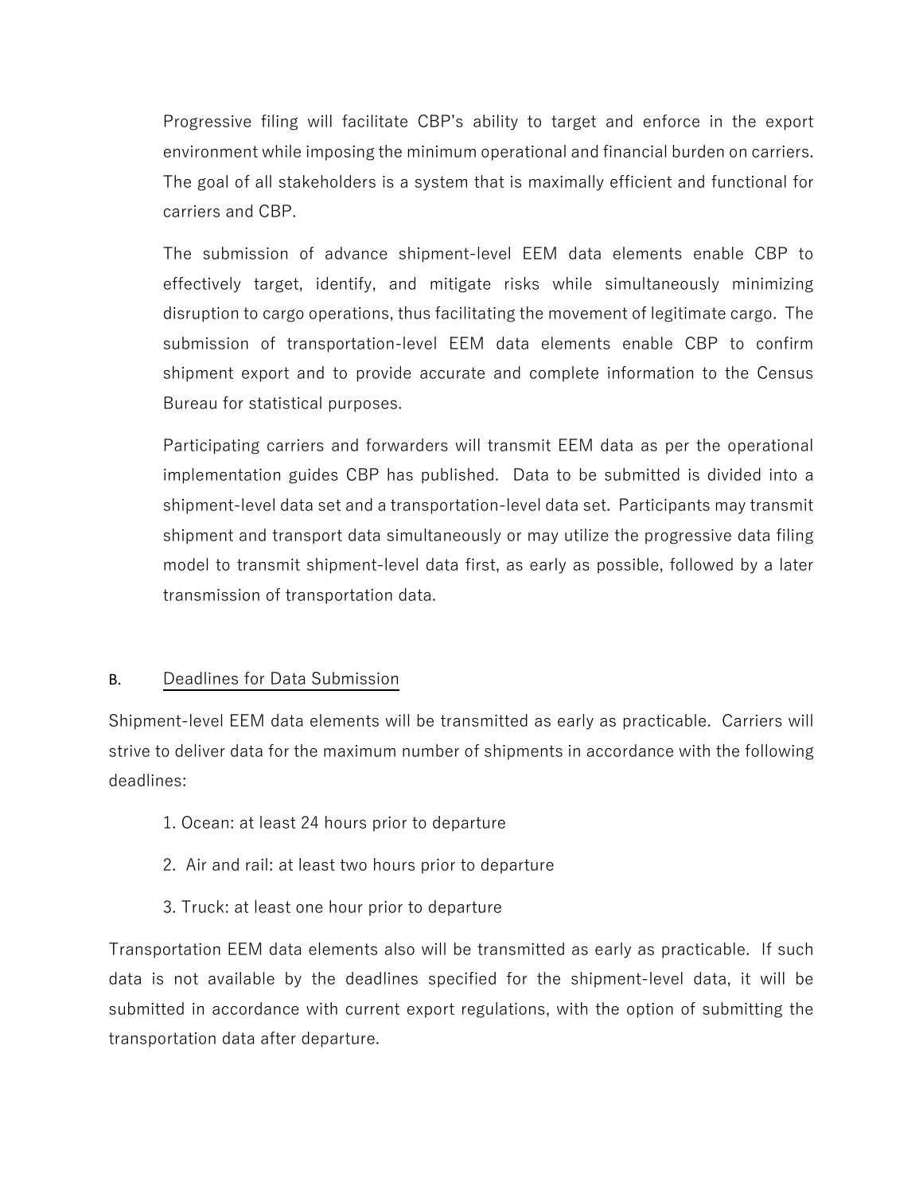Progressive filing will facilitate CBP's ability to target and enforce in the export environment while imposing the minimum operational and financial burden on carriers. The goal of all stakeholders is a system that is maximally efficient and functional for carriers and CBP.

The submission of advance shipment-level EEM data elements enable CBP to effectively target, identify, and mitigate risks while simultaneously minimizing disruption to cargo operations, thus facilitating the movement of legitimate cargo. The submission of transportation-level EEM data elements enable CBP to confirm shipment export and to provide accurate and complete information to the Census Bureau for statistical purposes.

Participating carriers and forwarders will transmit EEM data as per the operational implementation guides CBP has published. Data to be submitted is divided into a shipment-level data set and a transportation-level data set. Participants may transmit shipment and transport data simultaneously or may utilize the progressive data filing model to transmit shipment-level data first, as early as possible, followed by a later transmission of transportation data.

### B. Deadlines for Data Submission

Shipment-level EEM data elements will be transmitted as early as practicable. Carriers will strive to deliver data for the maximum number of shipments in accordance with the following deadlines:

1. Ocean: at least 24 hours prior to departure
2. Air and rail: at least two hours prior to departure
3. Truck: at least one hour prior to departure

Transportation EEM data elements also will be transmitted as early as practicable. If such data is not available by the deadlines specified for the shipment-level data, it will be submitted in accordance with current export regulations, with the option of submitting the transportation data after departure.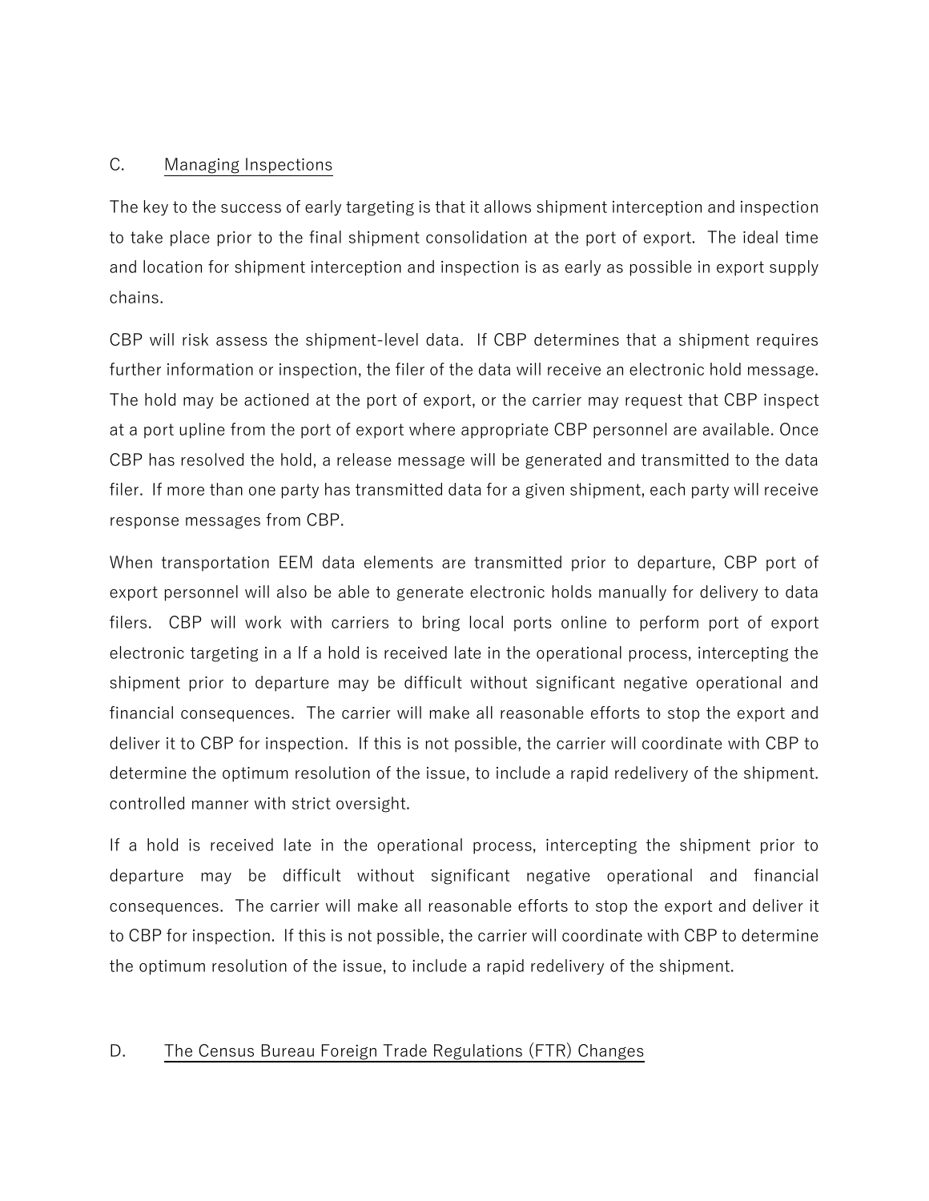C. Managing Inspections

The key to the success of early targeting is that it allows shipment interception and inspection to take place prior to the final shipment consolidation at the port of export. The ideal time and location for shipment interception and inspection is as early as possible in export supply chains.

CBP will risk assess the shipment-level data. If CBP determines that a shipment requires further information or inspection, the filer of the data will receive an electronic hold message. The hold may be actioned at the port of export, or the carrier may request that CBP inspect at a port upline from the port of export where appropriate CBP personnel are available. Once CBP has resolved the hold, a release message will be generated and transmitted to the data filer. If more than one party has transmitted data for a given shipment, each party will receive response messages from CBP.

When transportation EEM data elements are transmitted prior to departure, CBP port of export personnel will also be able to generate electronic holds manually for delivery to data filers. CBP will work with carriers to bring local ports online to perform port of export electronic targeting in a If a hold is received late in the operational process, intercepting the shipment prior to departure may be difficult without significant negative operational and financial consequences. The carrier will make all reasonable efforts to stop the export and deliver it to CBP for inspection. If this is not possible, the carrier will coordinate with CBP to determine the optimum resolution of the issue, to include a rapid redelivery of the shipment. controlled manner with strict oversight.

If a hold is received late in the operational process, intercepting the shipment prior to departure may be difficult without significant negative operational and financial consequences. The carrier will make all reasonable efforts to stop the export and deliver it to CBP for inspection. If this is not possible, the carrier will coordinate with CBP to determine the optimum resolution of the issue, to include a rapid redelivery of the shipment.

D. The Census Bureau Foreign Trade Regulations (FTR) Changes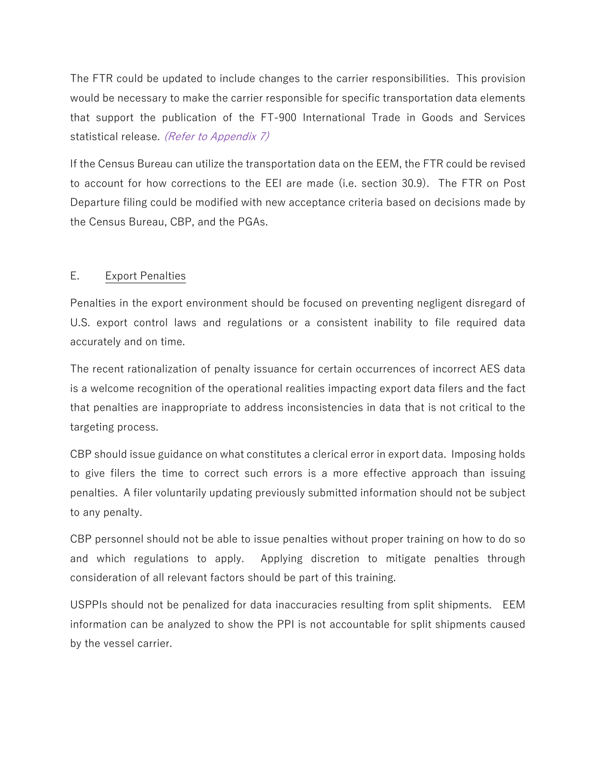The FTR could be updated to include changes to the carrier responsibilities. This provision would be necessary to make the carrier responsible for specific transportation data elements that support the publication of the FT-900 International Trade in Goods and Services statistical release. *(Refer to Appendix 7)*

If the Census Bureau can utilize the transportation data on the EEM, the FTR could be revised to account for how corrections to the EEI are made (i.e. section 30.9). The FTR on Post Departure filing could be modified with new acceptance criteria based on decisions made by the Census Bureau, CBP, and the PGAs.

## E. Export Penalties

Penalties in the export environment should be focused on preventing negligent disregard of U.S. export control laws and regulations or a consistent inability to file required data accurately and on time.

The recent rationalization of penalty issuance for certain occurrences of incorrect AES data is a welcome recognition of the operational realities impacting export data filers and the fact that penalties are inappropriate to address inconsistencies in data that is not critical to the targeting process.

CBP should issue guidance on what constitutes a clerical error in export data. Imposing holds to give filers the time to correct such errors is a more effective approach than issuing penalties. A filer voluntarily updating previously submitted information should not be subject to any penalty.

CBP personnel should not be able to issue penalties without proper training on how to do so and which regulations to apply. Applying discretion to mitigate penalties through consideration of all relevant factors should be part of this training.

USPPIs should not be penalized for data inaccuracies resulting from split shipments. EEM information can be analyzed to show the PPI is not accountable for split shipments caused by the vessel carrier.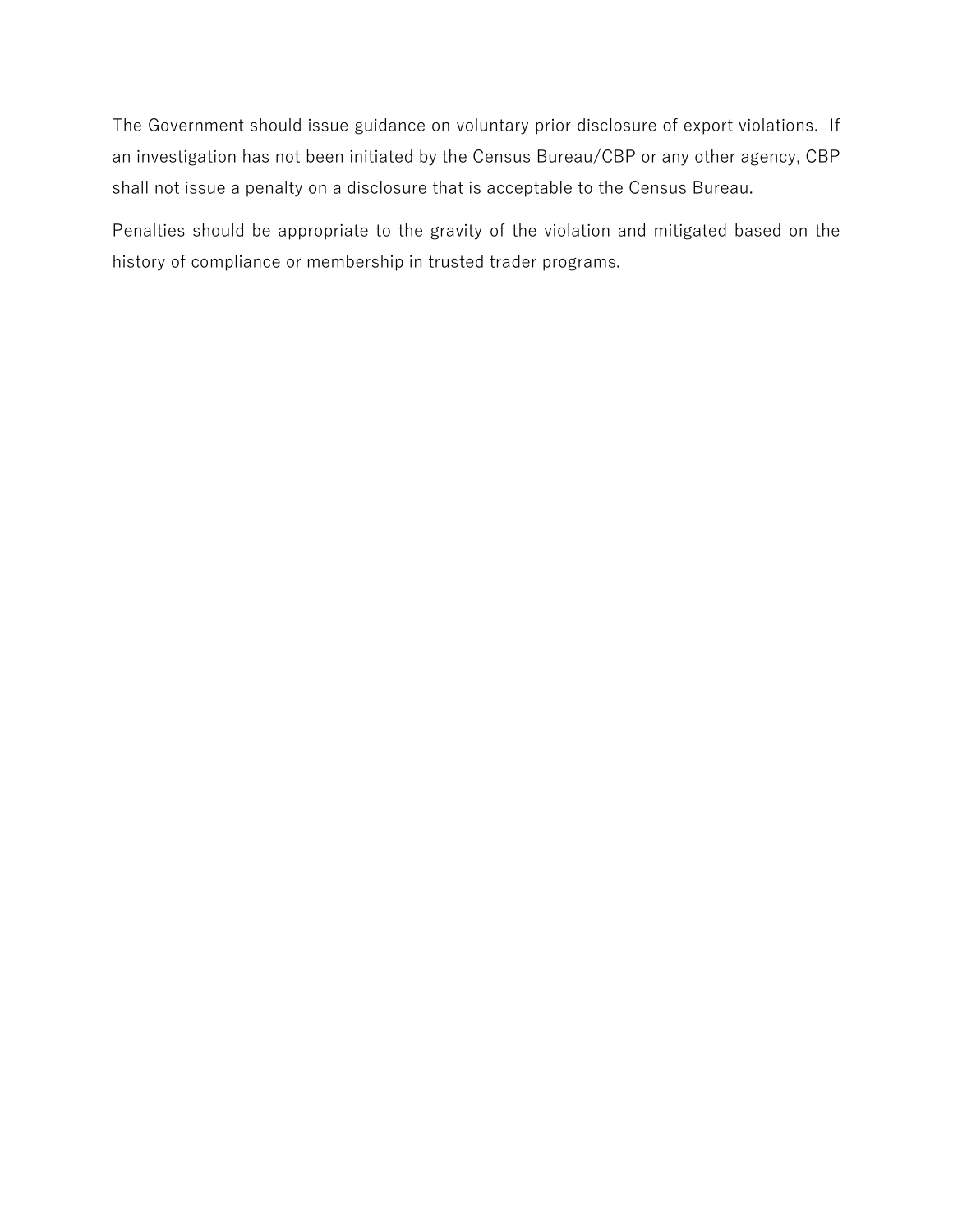The Government should issue guidance on voluntary prior disclosure of export violations. If an investigation has not been initiated by the Census Bureau/CBP or any other agency, CBP shall not issue a penalty on a disclosure that is acceptable to the Census Bureau.

Penalties should be appropriate to the gravity of the violation and mitigated based on the history of compliance or membership in trusted trader programs.